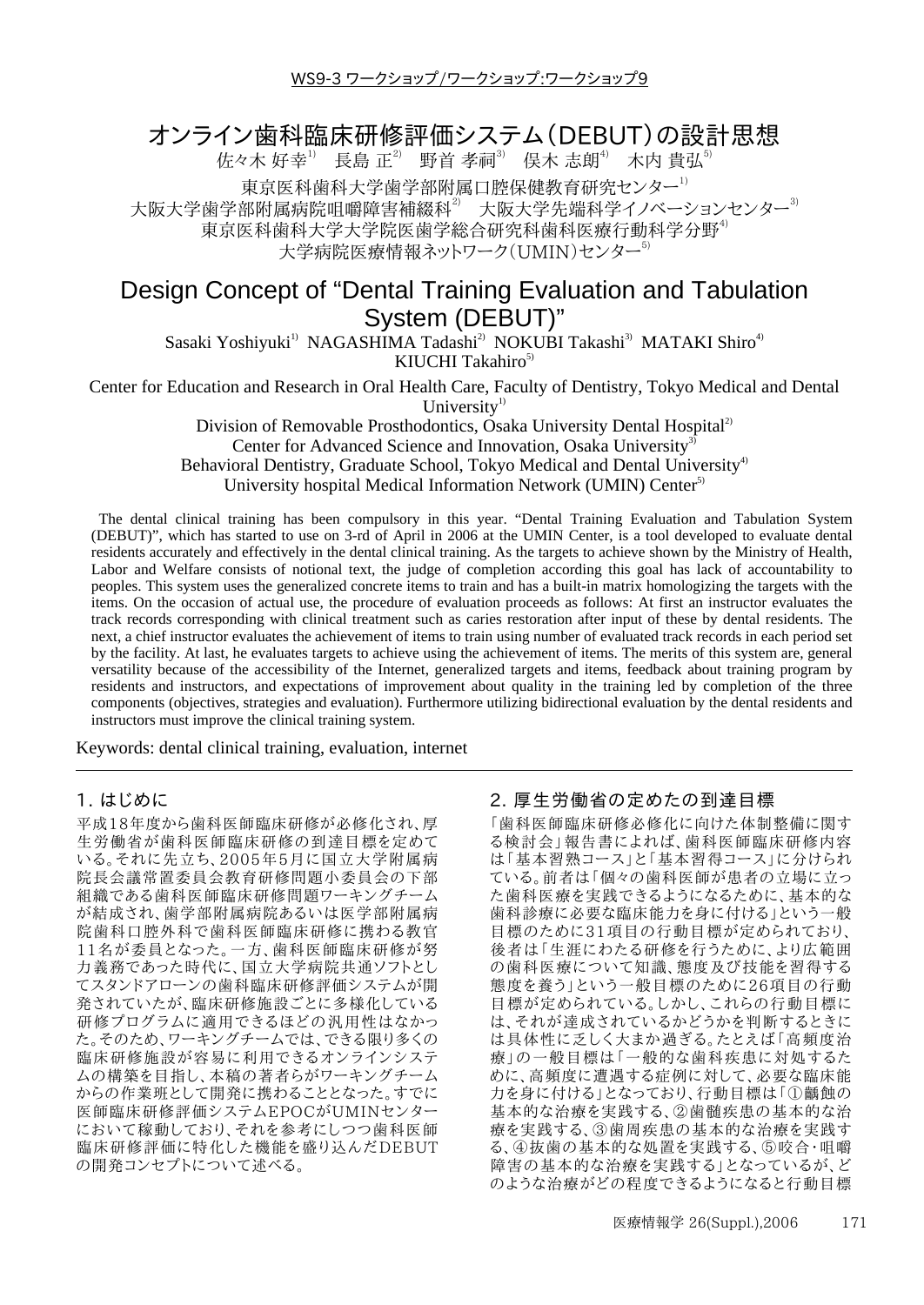WS9-3 ワークショップ/ワークショップ:ワークショップ9

# オンライン歯科臨床研修評価システム(DEBUT)の設計思想

佐々木 好幸[1)]　長島 正[2)]　野首 孝祠[3)]　俣木 志朗[4)]　木内 貴弘[5)]

東京医科歯科大学歯学部附属口腔保健教育研究センター[1)]
大阪大学歯学部附属病院咀嚼障害補綴科[2)]　大阪大学先端科学イノベーションセンター[3)]
東京医科歯科大学大学院医歯学総合研究科歯科医療行動科学分野[4)]
大学病院医療情報ネットワーク(UMIN)センター[5)]

# Design Concept of "Dental Training Evaluation and Tabulation System (DEBUT)"

Sasaki Yoshiyuki[1)]　NAGASHIMA Tadashi[2)]　NOKUBI Takashi[3)]　MATAKI Shiro[4)]　KIUCHI Takahiro[5)]

Center for Education and Research in Oral Health Care, Faculty of Dentistry, Tokyo Medical and Dental University[1)]
Division of Removable Prosthodontics, Osaka University Dental Hospital[2)]
Center for Advanced Science and Innovation, Osaka University[3)]
Behavioral Dentistry, Graduate School, Tokyo Medical and Dental University[4)]
University hospital Medical Information Network (UMIN) Center[5)]

The dental clinical training has been compulsory in this year. "Dental Training Evaluation and Tabulation System (DEBUT)", which has started to use on 3-rd of April in 2006 at the UMIN Center, is a tool developed to evaluate dental residents accurately and effectively in the dental clinical training. As the targets to achieve shown by the Ministry of Health, Labor and Welfare consists of notional text, the judge of completion according this goal has lack of accountability to peoples. This system uses the generalized concrete items to train and has a built-in matrix homologizing the targets with the items. On the occasion of actual use, the procedure of evaluation proceeds as follows: At first an instructor evaluates the track records corresponding with clinical treatment such as caries restoration after input of these by dental residents. The next, a chief instructor evaluates the achievement of items to train using number of evaluated track records in each period set by the facility. At last, he evaluates targets to achieve using the achievement of items. The merits of this system are, general versatility because of the accessibility of the Internet, generalized targets and items, feedback about training program by residents and instructors, and expectations of improvement about quality in the training led by completion of the three components (objectives, strategies and evaluation). Furthermore utilizing bidirectional evaluation by the dental residents and instructors must improve the clinical training system.

Keywords: dental clinical training, evaluation, internet

## 1. はじめに

平成18年度から歯科医師臨床研修が必修化され、厚生労働省が歯科医師臨床研修の到達目標を定めている。それに先立ち、2005年5月に国立大学附属病院長会議常置委員会教育研修問題小委員会の下部組織である歯科医師臨床研修問題ワーキングチームが結成され、歯学部附属病院あるいは医学部附属病院歯科口腔外科で歯科医師臨床研修に携わる教官11名が委員となった。一方、歯科医師臨床研修が努力義務であった時代に、国立大学病院共通ソフトとしてスタンドアローンの歯科臨床研修評価システムが開発されていたが、臨床研修施設ごとに多様化している研修プログラムに適用できるほどの汎用性はなかった。そのため、ワーキングチームでは、できる限り多くの臨床研修施設が容易に利用できるオンラインシステムの構築を目指し、本稿の著者らがワーキングチームからの作業班として開発に携わることとなった。すでに医師臨床研修評価システムEPOCがUMINセンターにおいて稼動しており、それを参考にしつつ歯科医師臨床研修評価に特化した機能を盛り込んだDEBUTの開発コンセプトについて述べる。

## 2. 厚生労働省の定めたの到達目標

「歯科医師臨床研修必修化に向けた体制整備に関する検討会」報告書によれば、歯科医師臨床研修内容は「基本習熟コース」と「基本習得コース」に分けられている。前者は「個々の歯科医師が患者の立場に立った歯科医療を実践できるようになるために、基本的な歯科診療に必要な臨床能力を身に付ける」という一般目標のために31項目の行動目標が定められており、後者は「生涯にわたる研修を行うために、より広範囲の歯科医療について知識、態度及び技能を習得する態度を養う」という一般目標のために26項目の行動目標が定められている。しかし、これらの行動目標には、それが達成されているかどうかを判断するときには具体性に乏しく大まか過ぎる。たとえば「高頻度治療」の一般目標は「一般的な歯科疾患に対処するために、高頻度に遭遇する症例に対して、必要な臨床能力を身に付ける」となっており、行動目標は「①齲蝕の基本的な治療を実践する、②歯髄疾患の基本的な治療を実践する、③歯周疾患の基本的な治療を実践する、④抜歯の基本的な処置を実践する、⑤咬合・咀嚼障害の基本的な治療を実践する」となっているが、どのような治療がどの程度できるようになると行動目標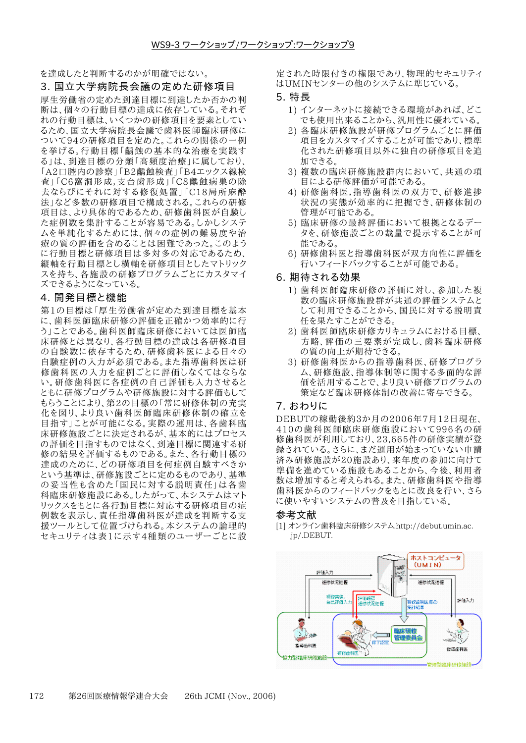を達成したと判断するのかが明確ではない。

## 3. 国立大学病院長会議の定めた研修項目

厚生労働省の定めた到達目標に到達したか否かの判断は、個々の行動目標の達成に依存している。それぞれの行動目標は、いくつかの研修項目を要素としているため、国立大学病院長会議で歯科医師臨床研修について94の研修項目を定めた。これらの関係の一例を挙げる。行動目標「齲蝕の基本的な治療を実践する」は、到達目標の分類「高頻度治療」に属しており、「A2口腔内の診察」「B2齲蝕検査」「B4エックス線検査」「C6窩洞形成,支台歯形成」「C8齲蝕病巣の除去ならびにそれに対する修復処置」「C18局所麻酔法」など多数の研修項目で構成される。これらの研修項目は、より具体的であるため、研修歯科医が自験した症例数を集計することが容易である。しかしシステムを単純化するためには、個々の症例の難易度や治療の質の評価を含めることは困難であった。このように行動目標と研修項目は多対多の対応であるため、縦軸を行動目標とし横軸を研修項目としたマトリックスを持ち、各施設の研修プログラムごとにカスタマイズできるようになっている。

## 4. 開発目標と機能

第1の目標は「厚生労働省が定めた到達目標を基本に、歯科医師臨床研修の評価を正確かつ効率的に行う」ことである。歯科医師臨床研修においては医師臨床研修とは異なり、各行動目標の達成は各研修項目の自験数に依存するため、研修歯科医による日々の自験症例の入力が必須である。また指導歯科医は研修歯科医の入力を症例ごとに評価しなくてはならない。研修歯科医に各症例の自己評価も入力させるとともに研修プログラムや研修施設に対する評価もしてもらうことにより、第2の目標の「常に研修体制の充実化を図り、より良い歯科医師臨床研修体制の確立を目指す」ことが可能になる。実際の運用は、各歯科臨床研修施設ごとに決定されるが、基本的にはプロセスの評価を目指すものではなく、到達目標に関連する研修の結果を評価するものである。また、各行動目標の達成のために、どの研修項目を何症例自験すべきかという基準は、研修施設ごとに定めるものであり、基準の妥当性も含めた「国民に対する説明責任」は各歯科臨床研修施設にある。したがって、本システムはマトリックスをもとに各行動目標に対応する研修項目の症例数を表示し、責任指導歯科医が達成を判断する支援ツールとして位置づけられる。本システムの論理的セキュリティは表1に示す4種類のユーザーごとに設定された時限付きの権限であり、物理的セキュリティはUMINセンターの他のシステムに準じている。

## 5. 特長

1) インターネットに接続できる環境があれば、どこでも使用出来ることから、汎用性に優れている。
2) 各臨床研修施設が研修プログラムごとに評価項目をカスタマイズすることが可能であり、標準化された研修項目以外に独自の研修項目を追加できる。
3) 複数の臨床研修施設群内において、共通の項目による研修評価が可能である。
4) 研修歯科医,指導歯科医の双方で、研修進捗状況の実態が効率的に把握でき、研修体制の管理が可能である。
5) 臨床研修の最終評価において根拠となるデータを、研修施設ごとの裁量で提示することが可能である。
6) 研修歯科医と指導歯科医が双方向性に評価を行いフィードバックすることが可能である。

## 6. 期待される効果

1) 歯科医師臨床研修の評価に対し、参加した複数の臨床研修施設群が共通の評価システムとして利用できることから、国民に対する説明責任を果たすことができる。
2) 歯科医師臨床研修カリキュラムにおける目標、方略、評価の三要素が完成し、歯科臨床研修の質の向上が期待できる。
3) 研修歯科医からの指導歯科医、研修プログラム、研修施設、指導体制等に関する多面的な評価を活用することで、より良い研修プログラムの策定など臨床研修体制の改善に寄与できる。

## 7. おわりに

DEBUTの稼動後約3か月の2006年7月12日現在、410の歯科医師臨床研修施設において996名の研修歯科医が利用しており、23,665件の研修実績が登録されている。さらに、まだ運用が始まっていない申請済み研修施設が20施設あり、来年度の参加に向けて準備を進めている施設もあることから、今後、利用者数は増加すると考えられる。また、研修歯科医や指導歯科医からのフィードバックをもとに改良を行い、さらに使いやすいシステムの普及を目指している。

## 参考文献

[1] オンライン歯科臨床研修システム.http://debut.umin.ac.jp/.DEBUT.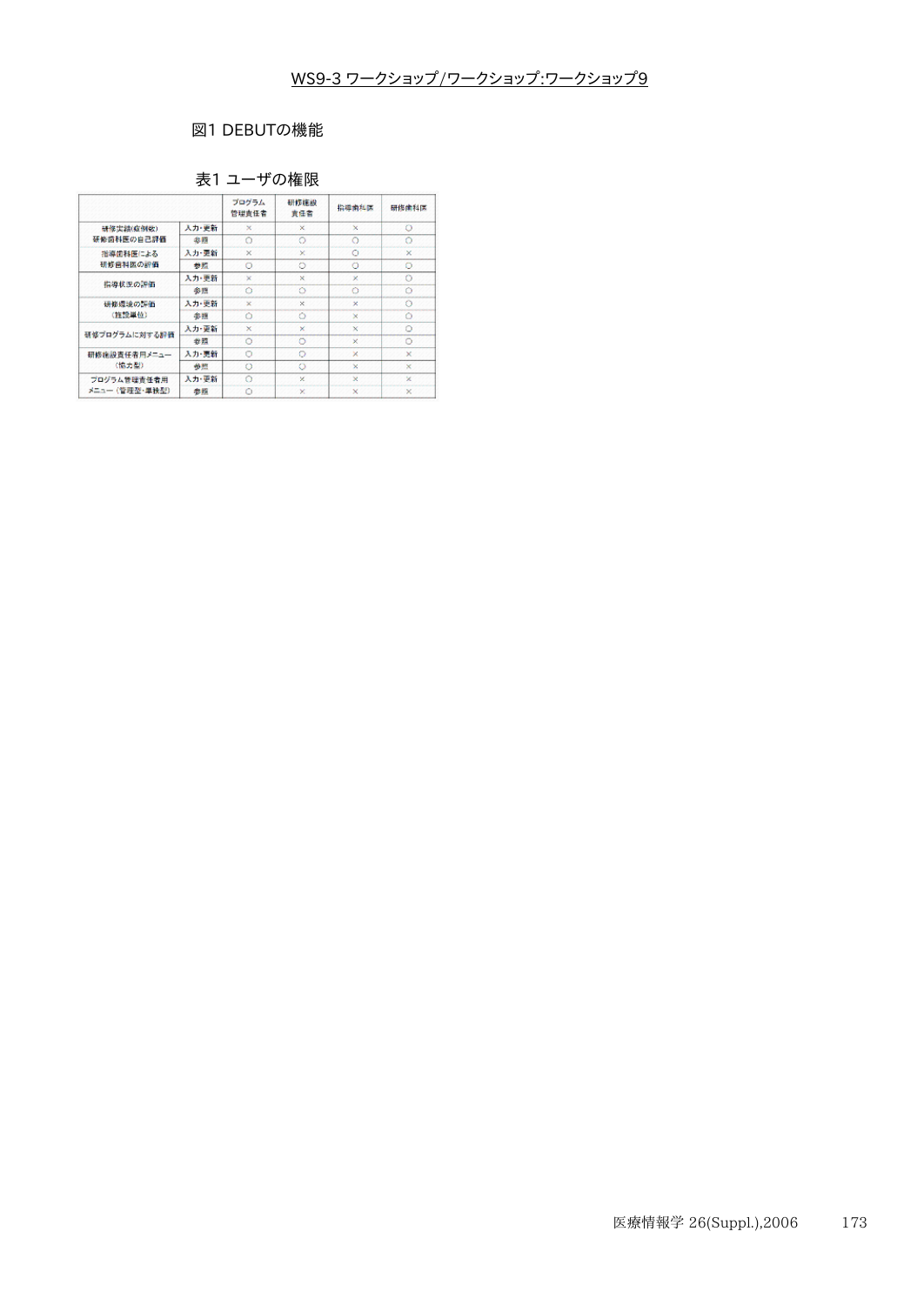図1 DEBUTの機能

表1 ユーザの権限

| | | プログラム管理責任者 | 研修施設責任者 | 指導歯科医 | 研修歯科医 |
|---|---|---|---|---|---|
| 研修実績(症例数)研修歯科医の自己評価 | 入力・更新 | × | × | × | ○ |
| | 参照 | ○ | ○ | ○ | ○ |
| 指導歯科医による研修歯科医の評価 | 入力・更新 | × | × | ○ | × |
| | 参照 | ○ | ○ | ○ | ○ |
| 指導状況の評価 | 入力・更新 | × | × | × | ○ |
| | 参照 | ○ | ○ | ○ | ○ |
| 研修環境の評価（施設単位） | 入力・更新 | × | × | × | ○ |
| | 参照 | ○ | ○ | × | ○ |
| 研修プログラムに対する評価 | 入力・更新 | × | × | × | ○ |
| | 参照 | ○ | ○ | × | ○ |
| 研修施設責任者用メニュー（協力型） | 入力・更新 | ○ | ○ | × | × |
| | 参照 | ○ | ○ | × | × |
| プログラム管理責任者用メニュー（管理型・単独型） | 入力・更新 | ○ | × | × | × |
| | 参照 | ○ | × | × | × |